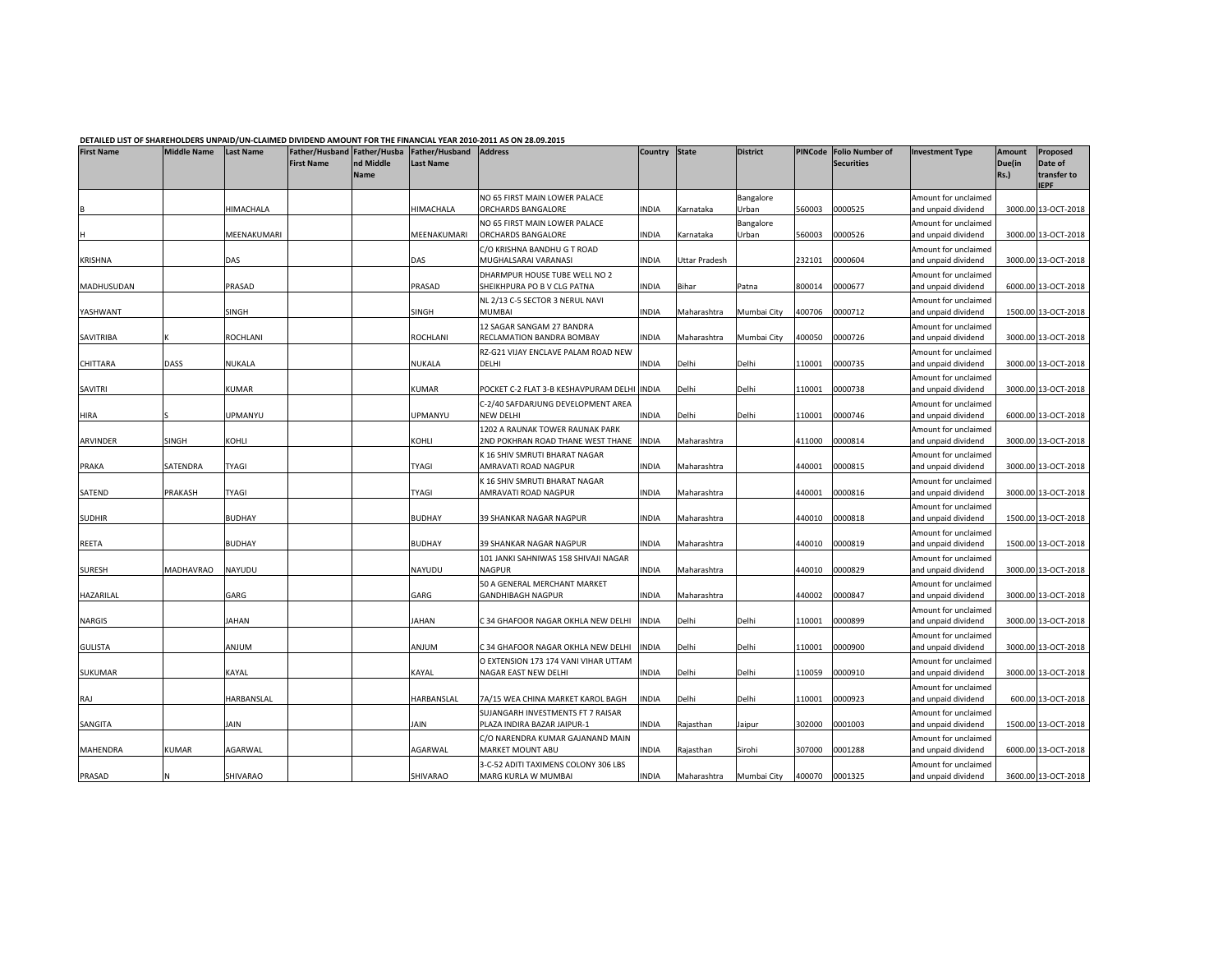DETAILED LIST OF SHAREHOLDERS UNPAID/UN-CLAIMED DIVIDEND AMOUNT FOR THE FINANCIAL YEAR 2010-2011 AS ON 28.09.2015

| First Name | Middle Name | Last Name | Father/Husband First Name | Father/Husband Middle Name | Father/Husband Last Name | Address | Country | State | District | PINCode | Folio Number of Securities | Investment Type | Amount Due(in Rs.) | Proposed Date of transfer to IEPF |
|---|---|---|---|---|---|---|---|---|---|---|---|---|---|---|
| B | | HIMACHALA | | | HIMACHALA | NO 65 FIRST MAIN LOWER PALACE ORCHARDS BANGALORE | INDIA | Karnataka | Bangalore Urban | 560003 | 0000525 | Amount for unclaimed and unpaid dividend | 3000.00 | 13-OCT-2018 |
| H | | MEENAKUMARI | | | MEENAKUMARI | NO 65 FIRST MAIN LOWER PALACE ORCHARDS BANGALORE | INDIA | Karnataka | Bangalore Urban | 560003 | 0000526 | Amount for unclaimed and unpaid dividend | 3000.00 | 13-OCT-2018 |
| KRISHNA | | DAS | | | DAS | C/O KRISHNA BANDHU G T ROAD MUGHALSARAI VARANASI | INDIA | Uttar Pradesh | | 232101 | 0000604 | Amount for unclaimed and unpaid dividend | 3000.00 | 13-OCT-2018 |
| MADHUSUDAN | | PRASAD | | | PRASAD | DHARMPUR HOUSE TUBE WELL NO 2 SHEIKHPURA PO B V CLG PATNA | INDIA | Bihar | Patna | 800014 | 0000677 | Amount for unclaimed and unpaid dividend | 6000.00 | 13-OCT-2018 |
| YASHWANT | | SINGH | | | SINGH | NL 2/13 C-5 SECTOR 3 NERUL NAVI MUMBAI | INDIA | Maharashtra | Mumbai City | 400706 | 0000712 | Amount for unclaimed and unpaid dividend | 1500.00 | 13-OCT-2018 |
| SAVITRIBA | K | ROCHLANI | | | ROCHLANI | 12 SAGAR SANGAM 27 BANDRA RECLAMATION BANDRA BOMBAY | INDIA | Maharashtra | Mumbai City | 400050 | 0000726 | Amount for unclaimed and unpaid dividend | 3000.00 | 13-OCT-2018 |
| CHITTARA | DASS | NUKALA | | | NUKALA | RZ-G21 VIJAY ENCLAVE PALAM ROAD NEW DELHI | INDIA | Delhi | Delhi | 110001 | 0000735 | Amount for unclaimed and unpaid dividend | 3000.00 | 13-OCT-2018 |
| SAVITRI | | KUMAR | | | KUMAR | POCKET C-2 FLAT 3-B KESHAVPURAM DELHI | INDIA | Delhi | Delhi | 110001 | 0000738 | Amount for unclaimed and unpaid dividend | 3000.00 | 13-OCT-2018 |
| HIRA | S | UPMANYU | | | UPMANYU | C-2/40 SAFDARJUNG DEVELOPMENT AREA NEW DELHI | INDIA | Delhi | Delhi | 110001 | 0000746 | Amount for unclaimed and unpaid dividend | 6000.00 | 13-OCT-2018 |
| ARVINDER | SINGH | KOHLI | | | KOHLI | 1202 A RAUNAK TOWER RAUNAK PARK 2ND POKHRAN ROAD THANE WEST THANE | INDIA | Maharashtra | | 411000 | 0000814 | Amount for unclaimed and unpaid dividend | 3000.00 | 13-OCT-2018 |
| PRAKA | SATENDRA | TYAGI | | | TYAGI | K 16 SHIV SMRUTI BHARAT NAGAR AMRAVATI ROAD NAGPUR | INDIA | Maharashtra | | 440001 | 0000815 | Amount for unclaimed and unpaid dividend | 3000.00 | 13-OCT-2018 |
| SATEND | PRAKASH | TYAGI | | | TYAGI | K 16 SHIV SMRUTI BHARAT NAGAR AMRAVATI ROAD NAGPUR | INDIA | Maharashtra | | 440001 | 0000816 | Amount for unclaimed and unpaid dividend | 3000.00 | 13-OCT-2018 |
| SUDHIR | | BUDHAY | | | BUDHAY | 39 SHANKAR NAGAR NAGPUR | INDIA | Maharashtra | | 440010 | 0000818 | Amount for unclaimed and unpaid dividend | 1500.00 | 13-OCT-2018 |
| REETA | | BUDHAY | | | BUDHAY | 39 SHANKAR NAGAR NAGPUR | INDIA | Maharashtra | | 440010 | 0000819 | Amount for unclaimed and unpaid dividend | 1500.00 | 13-OCT-2018 |
| SURESH | MADHAVRAO | NAYUDU | | | NAYUDU | 101 JANKI SAHNIWAS 158 SHIVAJI NAGAR NAGPUR | INDIA | Maharashtra | | 440010 | 0000829 | Amount for unclaimed and unpaid dividend | 3000.00 | 13-OCT-2018 |
| HAZARILAL | | GARG | | | GARG | 50 A GENERAL MERCHANT MARKET GANDHIBAGH NAGPUR | INDIA | Maharashtra | | 440002 | 0000847 | Amount for unclaimed and unpaid dividend | 3000.00 | 13-OCT-2018 |
| NARGIS | | JAHAN | | | JAHAN | C 34 GHAFOOR NAGAR OKHLA NEW DELHI | INDIA | Delhi | Delhi | 110001 | 0000899 | Amount for unclaimed and unpaid dividend | 3000.00 | 13-OCT-2018 |
| GULISTA | | ANJUM | | | ANJUM | C 34 GHAFOOR NAGAR OKHLA NEW DELHI | INDIA | Delhi | Delhi | 110001 | 0000900 | Amount for unclaimed and unpaid dividend | 3000.00 | 13-OCT-2018 |
| SUKUMAR | | KAYAL | | | KAYAL | O EXTENSION 173 174 VANI VIHAR UTTAM NAGAR EAST NEW DELHI | INDIA | Delhi | Delhi | 110059 | 0000910 | Amount for unclaimed and unpaid dividend | 3000.00 | 13-OCT-2018 |
| RAJ | | HARBANSLAL | | | HARBANSLAL | 7A/15 WEA CHINA MARKET KAROL BAGH | INDIA | Delhi | Delhi | 110001 | 0000923 | Amount for unclaimed and unpaid dividend | 600.00 | 13-OCT-2018 |
| SANGITA | | JAIN | | | JAIN | SUJANGARH INVESTMENTS FT 7 RAISAR PLAZA INDIRA BAZAR JAIPUR-1 | INDIA | Rajasthan | Jaipur | 302000 | 0001003 | Amount for unclaimed and unpaid dividend | 1500.00 | 13-OCT-2018 |
| MAHENDRA | KUMAR | AGARWAL | | | AGARWAL | C/O NARENDRA KUMAR GAJANAND MAIN MARKET MOUNT ABU | INDIA | Rajasthan | Sirohi | 307000 | 0001288 | Amount for unclaimed and unpaid dividend | 6000.00 | 13-OCT-2018 |
| PRASAD | N | SHIVARAO | | | SHIVARAO | 3-C-52 ADITI TAXIMENS COLONY 306 LBS MARG KURLA W MUMBAI | INDIA | Maharashtra | Mumbai City | 400070 | 0001325 | Amount for unclaimed and unpaid dividend | 3600.00 | 13-OCT-2018 |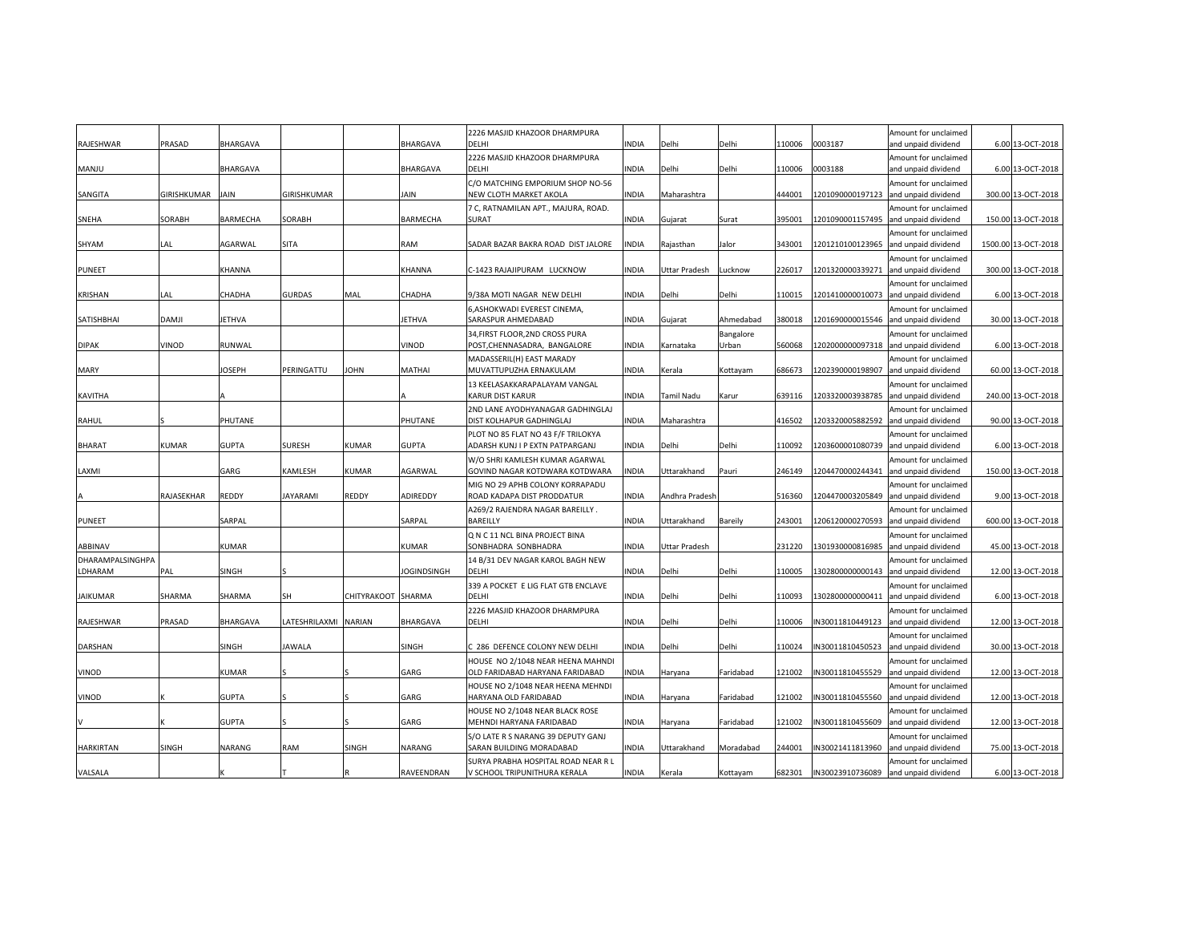| | | | | | | | | | | | | | | |
|---|---|---|---|---|---|---|---|---|---|---|---|---|---|---|
| RAJESHWAR | PRASAD | BHARGAVA | | | BHARGAVA | 2226 MASJID KHAZOOR DHARMPURA DELHI | INDIA | Delhi | Delhi | 110006 | 0003187 | Amount for unclaimed and unpaid dividend | 6.00 | 13-OCT-2018 |
| MANJU | | BHARGAVA | | | BHARGAVA | 2226 MASJID KHAZOOR DHARMPURA DELHI | INDIA | Delhi | Delhi | 110006 | 0003188 | Amount for unclaimed and unpaid dividend | 6.00 | 13-OCT-2018 |
| SANGITA | GIRISHKUMAR | JAIN | GIRISHKUMAR | | JAIN | C/O MATCHING EMPORIUM SHOP NO-56 NEW CLOTH MARKET AKOLA | INDIA | Maharashtra | | 444001 | 1201090000197123 | Amount for unclaimed and unpaid dividend | 300.00 | 13-OCT-2018 |
| SNEHA | SORABH | BARMECHA | SORABH | | BARMECHA | 7 C, RATNAMILAN APT., MAJURA, ROAD. SURAT | INDIA | Gujarat | Surat | 395001 | 1201090001157495 | Amount for unclaimed and unpaid dividend | 150.00 | 13-OCT-2018 |
| SHYAM | LAL | AGARWAL | SITA | | RAM | SADAR BAZAR BAKRA ROAD DIST JALORE | INDIA | Rajasthan | Jalor | 343001 | 1201210100123965 | Amount for unclaimed and unpaid dividend | 1500.00 | 13-OCT-2018 |
| PUNEET | | KHANNA | | | KHANNA | C-1423 RAJAJIPURAM LUCKNOW | INDIA | Uttar Pradesh | Lucknow | 226017 | 1201320000339271 | Amount for unclaimed and unpaid dividend | 300.00 | 13-OCT-2018 |
| KRISHAN | LAL | CHADHA | GURDAS | MAL | CHADHA | 9/38A MOTI NAGAR NEW DELHI | INDIA | Delhi | Delhi | 110015 | 1201410000010073 | Amount for unclaimed and unpaid dividend | 6.00 | 13-OCT-2018 |
| SATISHBHAI | DAMJI | JETHVA | | | JETHVA | 6,ASHOKWADI EVEREST CINEMA, SARASPUR AHMEDABAD | INDIA | Gujarat | Ahmedabad | 380018 | 1201690000015546 | Amount for unclaimed and unpaid dividend | 30.00 | 13-OCT-2018 |
| DIPAK | VINOD | RUNWAL | | | VINOD | 34,FIRST FLOOR,2ND CROSS PURA POST,CHENNASADRA, BANGALORE | INDIA | Karnataka | Bangalore Urban | 560068 | 1202000000097318 | Amount for unclaimed and unpaid dividend | 6.00 | 13-OCT-2018 |
| MARY | | JOSEPH | PERINGATTU | JOHN | MATHAI | MADASSERIL(H) EAST MARADY MUVATTUPUZHA ERNAKULAM | INDIA | Kerala | Kottayam | 686673 | 1202390000198907 | Amount for unclaimed and unpaid dividend | 60.00 | 13-OCT-2018 |
| KAVITHA | | A | | | A | 13 KEELASAKKARAPALAYAM VANGAL KARUR DIST KARUR | INDIA | Tamil Nadu | Karur | 639116 | 1203320003938785 | Amount for unclaimed and unpaid dividend | 240.00 | 13-OCT-2018 |
| RAHUL | S | PHUTANE | | | PHUTANE | 2ND LANE AYODHYANAGAR GADHINGLAJ DIST KOLHAPUR GADHINGLAJ | INDIA | Maharashtra | | 416502 | 1203320005882592 | Amount for unclaimed and unpaid dividend | 90.00 | 13-OCT-2018 |
| BHARAT | KUMAR | GUPTA | SURESH | KUMAR | GUPTA | PLOT NO 85 FLAT NO 43 F/F TRILOKYA ADARSH KUNJ I P EXTN PATPARGANJ | INDIA | Delhi | Delhi | 110092 | 1203600001080739 | Amount for unclaimed and unpaid dividend | 6.00 | 13-OCT-2018 |
| LAXMI | | GARG | KAMLESH | KUMAR | AGARWAL | W/O SHRI KAMLESH KUMAR AGARWAL GOVIND NAGAR KOTDWARA KOTDWARA | INDIA | Uttarakhand | Pauri | 246149 | 1204470000244341 | Amount for unclaimed and unpaid dividend | 150.00 | 13-OCT-2018 |
| A | RAJASEKHAR | REDDY | JAYARAMI | REDDY | ADIREDDY | MIG NO 29 APHB COLONY KORRAPADU ROAD KADAPA DIST PRODDATUR | INDIA | Andhra Pradesh | | 516360 | 1204470003205849 | Amount for unclaimed and unpaid dividend | 9.00 | 13-OCT-2018 |
| PUNEET | | SARPAL | | | SARPAL | A269/2 RAJENDRA NAGAR BAREILLY . BAREILLY | INDIA | Uttarakhand | Bareilly | 243001 | 1206120000270593 | Amount for unclaimed and unpaid dividend | 600.00 | 13-OCT-2018 |
| ABBINAV | | KUMAR | | | KUMAR | Q N C 11 NCL BINA PROJECT BINA SONBHADRA SONBHADRA | INDIA | Uttar Pradesh | | 231220 | 1301930000816985 | Amount for unclaimed and unpaid dividend | 45.00 | 13-OCT-2018 |
| DHARAMPALSINGHPA LDHARAM | PAL | SINGH | S | | JOGINDSINGH | 14 B/31 DEV NAGAR KAROL BAGH NEW DELHI | INDIA | Delhi | Delhi | 110005 | 1302800000000143 | Amount for unclaimed and unpaid dividend | 12.00 | 13-OCT-2018 |
| JAIKUMAR | SHARMA | SHARMA | SH | CHITYRAKOOT | SHARMA | 339 A POCKET E LIG FLAT GTB ENCLAVE DELHI | INDIA | Delhi | Delhi | 110093 | 1302800000000411 | Amount for unclaimed and unpaid dividend | 6.00 | 13-OCT-2018 |
| RAJESHWAR | PRASAD | BHARGAVA | LATESHRILAXMI | NARIAN | BHARGAVA | 2226 MASJID KHAZOOR DHARMPURA DELHI | INDIA | Delhi | Delhi | 110006 | IN30011810449123 | Amount for unclaimed and unpaid dividend | 12.00 | 13-OCT-2018 |
| DARSHAN | | SINGH | JAWALA | | SINGH | C 286 DEFENCE COLONY NEW DELHI | INDIA | Delhi | Delhi | 110024 | IN30011810450523 | Amount for unclaimed and unpaid dividend | 30.00 | 13-OCT-2018 |
| VINOD | | KUMAR | S | S | GARG | HOUSE NO 2/1048 NEAR HEENA MAHNDI OLD FARIDABAD HARYANA FARIDABAD | INDIA | Haryana | Faridabad | 121002 | IN30011810455529 | Amount for unclaimed and unpaid dividend | 12.00 | 13-OCT-2018 |
| VINOD | K | GUPTA | S | S | GARG | HOUSE NO 2/1048 NEAR HEENA MEHNDI HARYANA OLD FARIDABAD | INDIA | Haryana | Faridabad | 121002 | IN30011810455560 | Amount for unclaimed and unpaid dividend | 12.00 | 13-OCT-2018 |
| V | K | GUPTA | S | S | GARG | HOUSE NO 2/1048 NEAR BLACK ROSE MEHNDI HARYANA FARIDABAD | INDIA | Haryana | Faridabad | 121002 | IN30011810455609 | Amount for unclaimed and unpaid dividend | 12.00 | 13-OCT-2018 |
| HARKIRTAN | SINGH | NARANG | RAM | SINGH | NARANG | S/O LATE R S NARANG 39 DEPUTY GANJ SARAN BUILDING MORADABAD | INDIA | Uttarakhand | Moradabad | 244001 | IN30021411813960 | Amount for unclaimed and unpaid dividend | 75.00 | 13-OCT-2018 |
| VALSALA | | K | T | R | RAVEENDRAN | SURYA PRABHA HOSPITAL ROAD NEAR R L V SCHOOL TRIPUNITHURA KERALA | INDIA | Kerala | Kottayam | 682301 | IN30023910736089 | Amount for unclaimed and unpaid dividend | 6.00 | 13-OCT-2018 |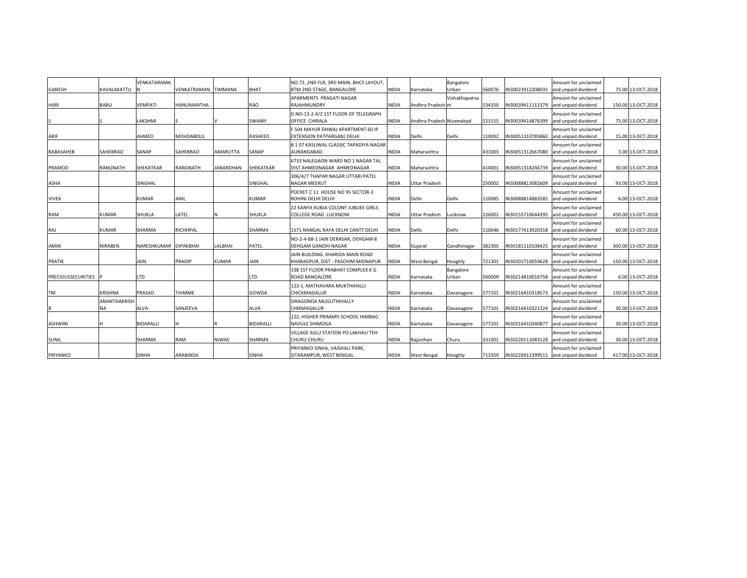| | | | | | | | | | | | | | | |
|---|---|---|---|---|---|---|---|---|---|---|---|---|---|---|
| GANESH | KAVALAKATTU | VENKATARAMA N | VENKATRAMAN | TIMMANA | BHAT | NO.72, 2ND FLR, 3RD MAIN, BHCS LAYOUT, BTM 2ND STAGE, BANGALORE | INDIA | Karnataka | Bangalore Urban | 560076 | IN30023912208035 | Amount for unclaimed and unpaid dividend | 75.00 | 13-OCT-2018 |
| HARI | BABU | VEMPATI | HANUMANTHA | | RAO | APARMENTS PRAGATI NAGAR RAJAHMUNDRY | INDIA | Andhra Pradesh | Vishakhapatna m | 534350 | IN30039411112379 | Amount for unclaimed and unpaid dividend | 150.00 | 13-OCT-2018 |
| S | S | LAKSHMI | S | V | SWAMY | D NO-13-2-4/2 1ST FLOOR OF TELEGRAPH OFFICE CHIRALA | INDIA | Andhra Pradesh | Nizamabad | 523155 | IN30039414876399 | Amount for unclaimed and unpaid dividend | 75.00 | 13-OCT-2018 |
| ARIF | | AHMED | MOHDABDUL | | RASHEED | F 504 MAYUR DHWAJ APARTMENT 60 IP EXTENSION PATPARGANJ DELHI | INDIA | Delhi | Delhi | 110092 | IN30051310785860 | Amount for unclaimed and unpaid dividend | 15.00 | 13-OCT-2018 |
| BABASAHEB | SAHEBRAO | SANAP | SAHEBRAO | AMARUTTA | SANAP | B 1 07 KASLIWAL CLASSIC TAPADIYA NAGAR AURANGABAD | INDIA | Maharashtra | | 431003 | IN30051312667080 | Amount for unclaimed and unpaid dividend | 3.00 | 13-OCT-2018 |
| PRAMOD | RANGNATH | SHEKATKAR | RANGNATH | JANARDHAN | SHEKATKAR | 6733 NALEGAON WARD NO 1 NAGAR TAL DIST AHMEDNAGAR AHMEDNAGAR | INDIA | Maharashtra | | 414001 | IN30051318246739 | Amount for unclaimed and unpaid dividend | 30.00 | 13-OCT-2018 |
| ASHA | | SINGHAL | | | SINGHAL | 306/A/7 THAPAR NAGAR UTTARI PATEL NAGAR MEERUT | INDIA | Uttar Pradesh | | 250002 | IN30088813082609 | Amount for unclaimed and unpaid dividend | 93.00 | 13-OCT-2018 |
| VIVEK | | KUMAR | ANIL | | KUMAR | POCKET C 11 HOUSE NO 95 SECTOR-3 ROHINI DELHI DELHI | INDIA | Delhi | Delhi | 110085 | IN30088814883585 | Amount for unclaimed and unpaid dividend | 6.00 | 13-OCT-2018 |
| RAM | KUMAR | SHUKLA | LATEL | N | SHUKLA | 22 KANYA KUBJA COLONY JUBLIEE GIRLS COLLEGE ROAD LUCKNOW | INDIA | Uttar Pradesh | Lucknow | 226001 | IN30155710644395 | Amount for unclaimed and unpaid dividend | 450.00 | 13-OCT-2018 |
| RAJ | KUMAR | SHARMA | RICHHPAL | | SHARMA | 1571 NANGAL RAYA DELHI CANTT DELHI | INDIA | Delhi | Delhi | 110046 | IN30177413920318 | Amount for unclaimed and unpaid dividend | 60.00 | 13-OCT-2018 |
| AMIN | NIRABEN | NARESHKUMAR | DIPAKBHAI | LALBHAI | PATEL | NO-2-4-88-1 JAIN DERASAR, DEHGAM-8 DEHGAM GANDHI NAGAR | INDIA | Gujarat | Gandhinagar | 382305 | IN30181110108425 | Amount for unclaimed and unpaid dividend | 300.00 | 13-OCT-2018 |
| PRATIK | | JAIN | PRADIP | KUMAR | JAIN | JAIN BUILDING, KHARIDA MAIN ROAD KHARAGPUR, DIST - PASCHIM MIDNAPUR | INDIA | West Bengal | Hooghly | 721301 | IN30201710059628 | Amount for unclaimed and unpaid dividend | 150.00 | 13-OCT-2018 |
| PRECIOUSSECURITIES | P | LTD | | | LTD | 338 1ST FLOOR PRABHAT COMPLEX K G ROAD BANGALORE | INDIA | Karnataka | Bangalore Urban | 560009 | IN30214810016758 | Amount for unclaimed and unpaid dividend | 6.00 | 13-OCT-2018 |
| TM | KRISHNA | PRASAD | THIMME | | GOWDA | 123-1, MATHAVARA MUKTHIHALLI CHICKMAGALUR | INDIA | Karnataka | Davanagere | 577101 | IN30216410318573 | Amount for unclaimed and unpaid dividend | 150.00 | 13-OCT-2018 |
| B | ANANTHAKRISH NA | ALVA | SANJEEVA | | ALVA | SIRAGONDA MUGUTHIHALLY CHIKMAGALUR | INDIA | Karnataka | Davanagere | 577101 | IN30216410321324 | Amount for unclaimed and unpaid dividend | 30.00 | 13-OCT-2018 |
| ASHWINI | H | BIDARALLI | H | R | BIDARALLI | 222, HIGHER PRIMARY SCHOOL HIMBAG NAVULE SHIMOGA | INDIA | Karnataka | Davanagere | 577201 | IN30216410340877 | Amount for unclaimed and unpaid dividend | 30.00 | 13-OCT-2018 |
| SUNIL | | SHARMA | RAM | NIWAS | SHARMA | VILLAGE ASLU STATION PO LAKHAU TEH CHURU CHURU | INDIA | Rajasthan | Churu | 331001 | IN30220111083128 | Amount for unclaimed and unpaid dividend | 30.00 | 13-OCT-2018 |
| PRIYANKO | | SINHA | ARABINDA | | SINHA | PRIYANKO SINHA, VAISHALI PARK, SITARAMPUR, WEST BENGAL | INDIA | West Bengal | Hooghly | 713359 | IN30226911399515 | Amount for unclaimed and unpaid dividend | 417.00 | 13-OCT-2018 |